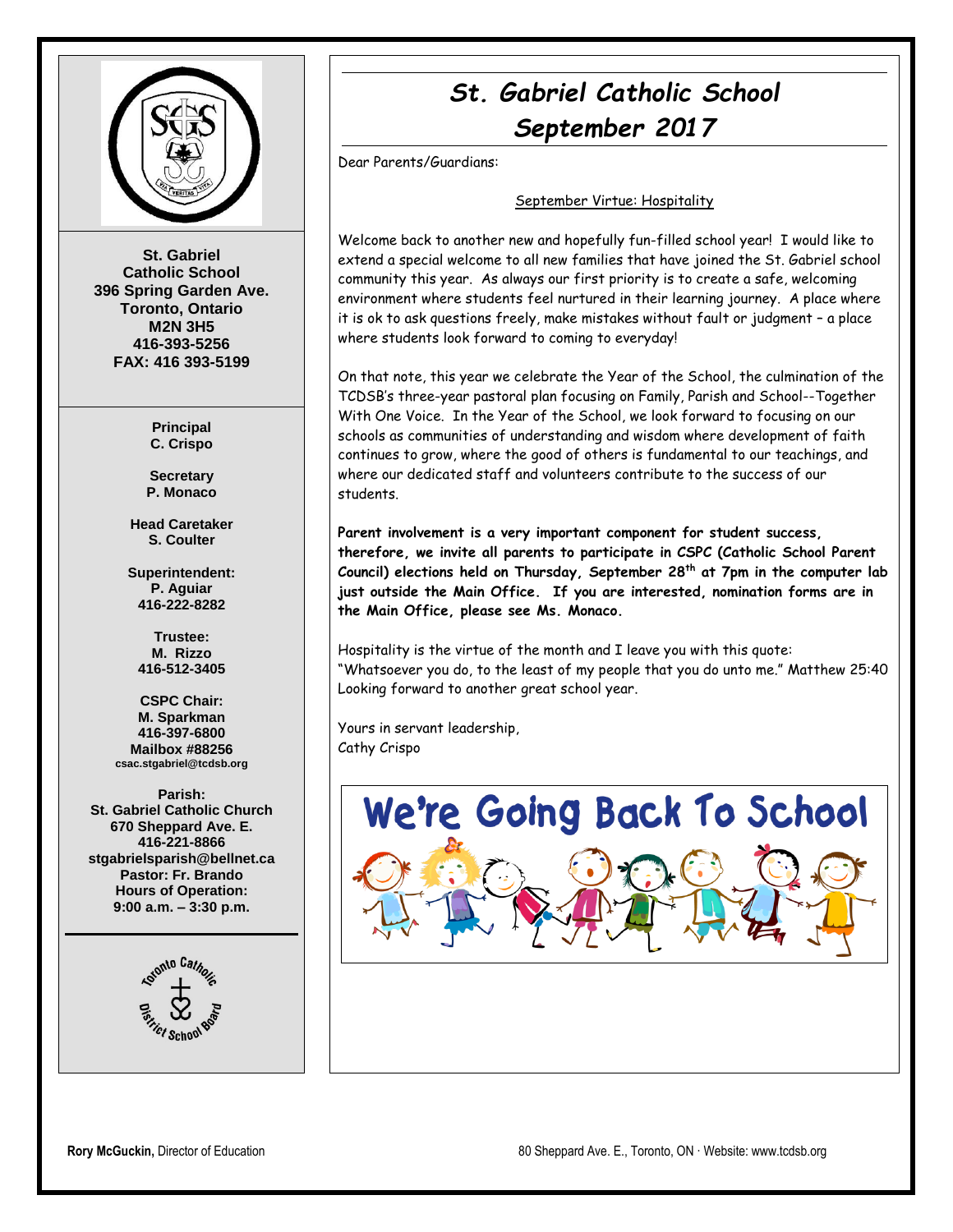St. Gabriel
Catholic School
396 Spring Garden Ave.
Toronto, Ontario
M2N 3H5
416-393-5256
FAX: 416 393-5199

**Principal**
C. Crispo

**Secretary**
P. Monaco

**Head Caretaker**
S. Coulter

**Superintendent:**
P. Aguiar
416-222-8282

**Trustee:**
M. Rizzo
416-512-3405

**CSPC Chair:**
M. Sparkman
416-397-6800
Mailbox #88256
csac.stgabriel@tcdsb.org

**Parish:**
St. Gabriel Catholic Church
670 Sheppard Ave. E.
416-221-8866
stgabrielsparish@bellnet.ca
Pastor: Fr. Brando
Hours of Operation:
9:00 a.m. – 3:30 p.m.

# St. Gabriel Catholic School
## September 2017

Dear Parents/Guardians:

September Virtue: Hospitality

Welcome back to another new and hopefully fun-filled school year! I would like to extend a special welcome to all new families that have joined the St. Gabriel school community this year. As always our first priority is to create a safe, welcoming environment where students feel nurtured in their learning journey. A place where it is ok to ask questions freely, make mistakes without fault or judgment – a place where students look forward to coming to everyday!

On that note, this year we celebrate the Year of the School, the culmination of the TCDSB's three-year pastoral plan focusing on Family, Parish and School--Together With One Voice. In the Year of the School, we look forward to focusing on our schools as communities of understanding and wisdom where development of faith continues to grow, where the good of others is fundamental to our teachings, and where our dedicated staff and volunteers contribute to the success of our students.

**Parent involvement is a very important component for student success, therefore, we invite all parents to participate in CSPC (Catholic School Parent Council) elections held on Thursday, September 28th at 7pm in the computer lab just outside the Main Office. If you are interested, nomination forms are in the Main Office, please see Ms. Monaco.**

Hospitality is the virtue of the month and I leave you with this quote:
"Whatsoever you do, to the least of my people that you do unto me." Matthew 25:40
Looking forward to another great school year.

Yours in servant leadership,
Cathy Crispo

We're Going Back To School

**Rory McGuckin,** Director of Education

80 Sheppard Ave. E., Toronto, ON · Website: www.tcdsb.org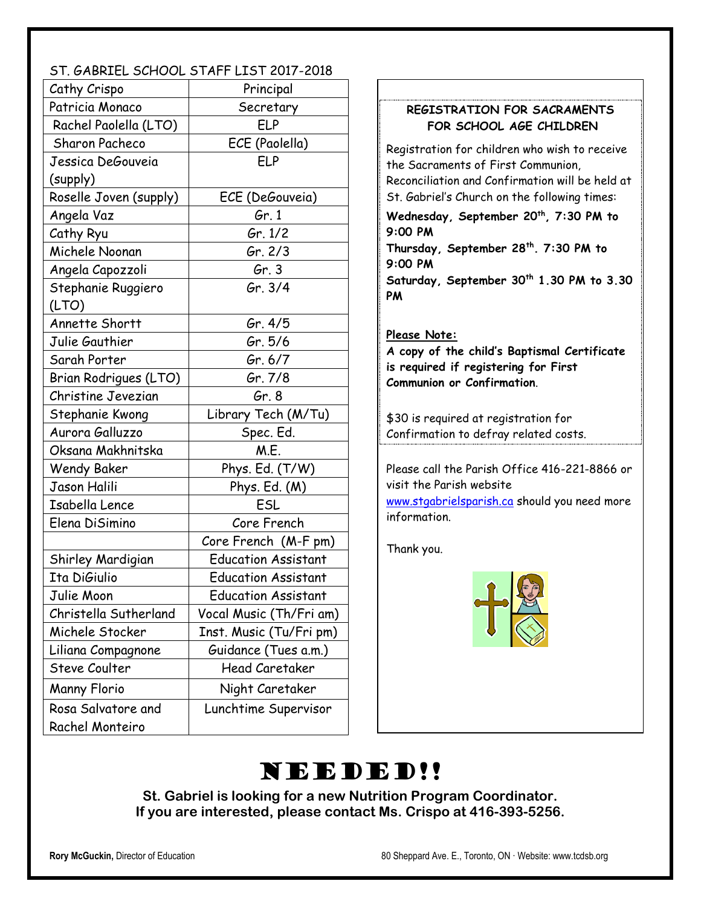ST. GABRIEL SCHOOL STAFF LIST 2017-2018

| Cathy Crispo | Principal |
|---|---|
| Patricia Monaco | Secretary |
| Rachel Paolella (LTO) | ELP |
| Sharon Pacheco | ECE (Paolella) |
| Jessica DeGouveia (supply) | ELP |
| Roselle Joven (supply) | ECE (DeGouveia) |
| Angela Vaz | Gr. 1 |
| Cathy Ryu | Gr. 1/2 |
| Michele Noonan | Gr. 2/3 |
| Angela Capozzoli | Gr. 3 |
| Stephanie Ruggiero (LTO) | Gr. 3/4 |
| Annette Shortt | Gr. 4/5 |
| Julie Gauthier | Gr. 5/6 |
| Sarah Porter | Gr. 6/7 |
| Brian Rodrigues (LTO) | Gr. 7/8 |
| Christine Jevezian | Gr. 8 |
| Stephanie Kwong | Library Tech (M/Tu) |
| Aurora Galluzzo | Spec. Ed. |
| Oksana Makhnitska | M.E. |
| Wendy Baker | Phys. Ed. (T/W) |
| Jason Halili | Phys. Ed. (M) |
| Isabella Lence | ESL |
| Elena DiSimino | Core French |
| | Core French (M-F pm) |
| Shirley Mardigian | Education Assistant |
| Ita DiGiulio | Education Assistant |
| Julie Moon | Education Assistant |
| Christella Sutherland | Vocal Music (Th/Fri am) |
| Michele Stocker | Inst. Music (Tu/Fri pm) |
| Liliana Compagnone | Guidance (Tues a.m.) |
| Steve Coulter | Head Caretaker |
| Manny Florio | Night Caretaker |
| Rosa Salvatore and Rachel Monteiro | Lunchtime Supervisor |

**REGISTRATION FOR SACRAMENTS FOR SCHOOL AGE CHILDREN**

Registration for children who wish to receive the Sacraments of First Communion, Reconciliation and Confirmation will be held at St. Gabriel's Church on the following times:

**Wednesday, September 20th, 7:30 PM to 9:00 PM**
**Thursday, September 28th. 7:30 PM to 9:00 PM**
**Saturday, September 30th 1.30 PM to 3.30 PM**

**Please Note:**
**A copy of the child's Baptismal Certificate is required if registering for First Communion or Confirmation**.

$30 is required at registration for Confirmation to defray related costs.

Please call the Parish Office 416-221-8866 or visit the Parish website www.stgabrielsparish.ca should you need more information.

Thank you.

# NEEDED!!

**St. Gabriel is looking for a new Nutrition Program Coordinator.**
**If you are interested, please contact Ms. Crispo at 416-393-5256.**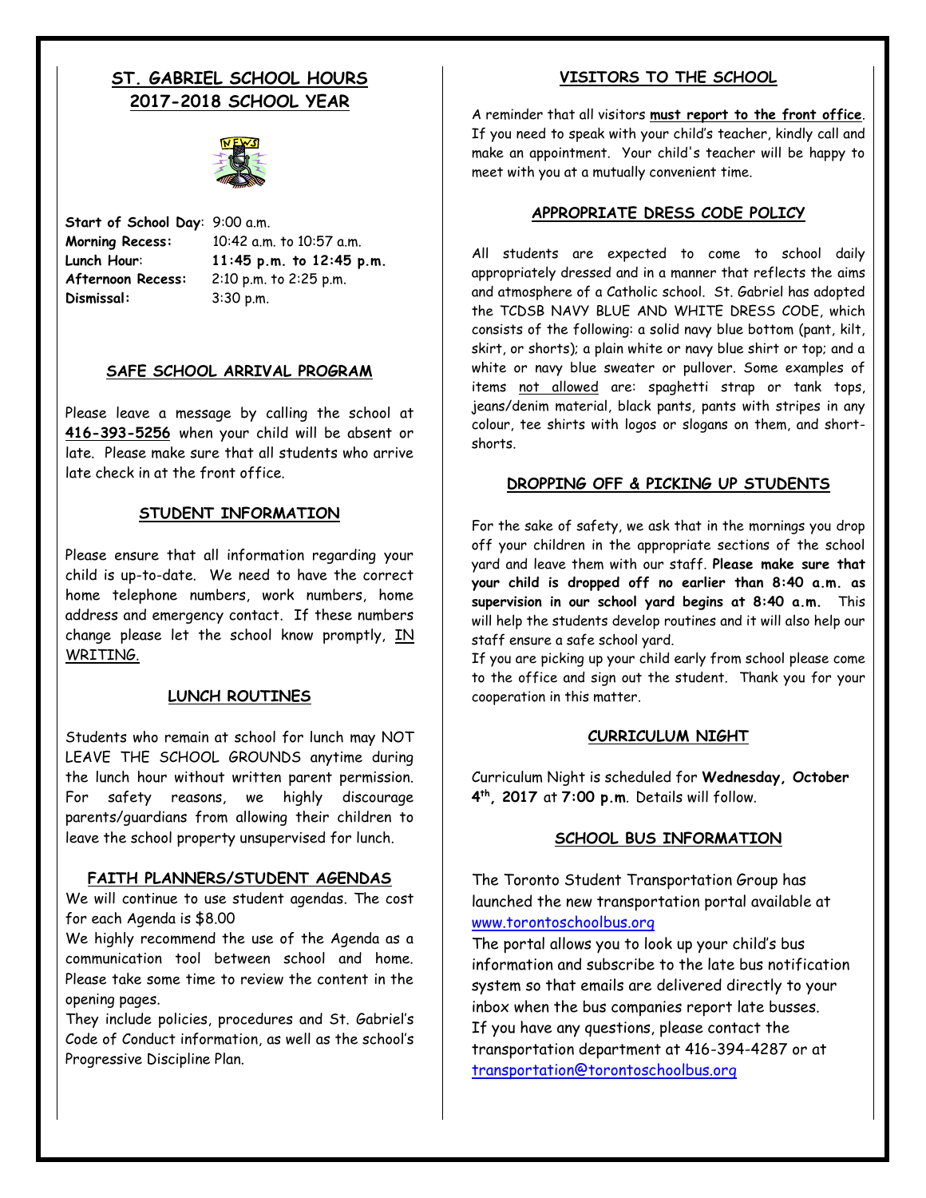## ST. GABRIEL SCHOOL HOURS
## 2017-2018 SCHOOL YEAR

**Start of School Day**: 9:00 a.m.
**Morning Recess:** 10:42 a.m. to 10:57 a.m.
**Lunch Hour**: **11:45 p.m. to 12:45 p.m.**
**Afternoon Recess:** 2:10 p.m. to 2:25 p.m.
**Dismissal:** 3:30 p.m.

### SAFE SCHOOL ARRIVAL PROGRAM

Please leave a message by calling the school at **416-393-5256** when your child will be absent or late. Please make sure that all students who arrive late check in at the front office.

### STUDENT INFORMATION

Please ensure that all information regarding your child is up-to-date. We need to have the correct home telephone numbers, work numbers, home address and emergency contact. If these numbers change please let the school know promptly, IN WRITING.

### LUNCH ROUTINES

Students who remain at school for lunch may NOT LEAVE THE SCHOOL GROUNDS anytime during the lunch hour without written parent permission. For safety reasons, we highly discourage parents/guardians from allowing their children to leave the school property unsupervised for lunch.

### FAITH PLANNERS/STUDENT AGENDAS

We will continue to use student agendas. The cost for each Agenda is $8.00

We highly recommend the use of the Agenda as a communication tool between school and home. Please take some time to review the content in the opening pages.

They include policies, procedures and St. Gabriel's Code of Conduct information, as well as the school's Progressive Discipline Plan.

### VISITORS TO THE SCHOOL

A reminder that all visitors **must report to the front office**. If you need to speak with your child's teacher, kindly call and make an appointment. Your child's teacher will be happy to meet with you at a mutually convenient time.

### APPROPRIATE DRESS CODE POLICY

All students are expected to come to school daily appropriately dressed and in a manner that reflects the aims and atmosphere of a Catholic school. St. Gabriel has adopted the TCDSB NAVY BLUE AND WHITE DRESS CODE, which consists of the following: a solid navy blue bottom (pant, kilt, skirt, or shorts); a plain white or navy blue shirt or top; and a white or navy blue sweater or pullover. Some examples of items not allowed are: spaghetti strap or tank tops, jeans/denim material, black pants, pants with stripes in any colour, tee shirts with logos or slogans on them, and short-shorts.

### DROPPING OFF & PICKING UP STUDENTS

For the sake of safety, we ask that in the mornings you drop off your children in the appropriate sections of the school yard and leave them with our staff. **Please make sure that your child is dropped off no earlier than 8:40 a.m. as supervision in our school yard begins at 8:40 a.m.** This will help the students develop routines and it will also help our staff ensure a safe school yard.

If you are picking up your child early from school please come to the office and sign out the student. Thank you for your cooperation in this matter.

### CURRICULUM NIGHT

Curriculum Night is scheduled for **Wednesday, October 4th, 2017** at **7:00 p.m**. Details will follow.

### SCHOOL BUS INFORMATION

The Toronto Student Transportation Group has launched the new transportation portal available at www.torontoschoolbus.org

The portal allows you to look up your child's bus information and subscribe to the late bus notification system so that emails are delivered directly to your inbox when the bus companies report late busses.

If you have any questions, please contact the transportation department at 416-394-4287 or at transportation@torontoschoolbus.org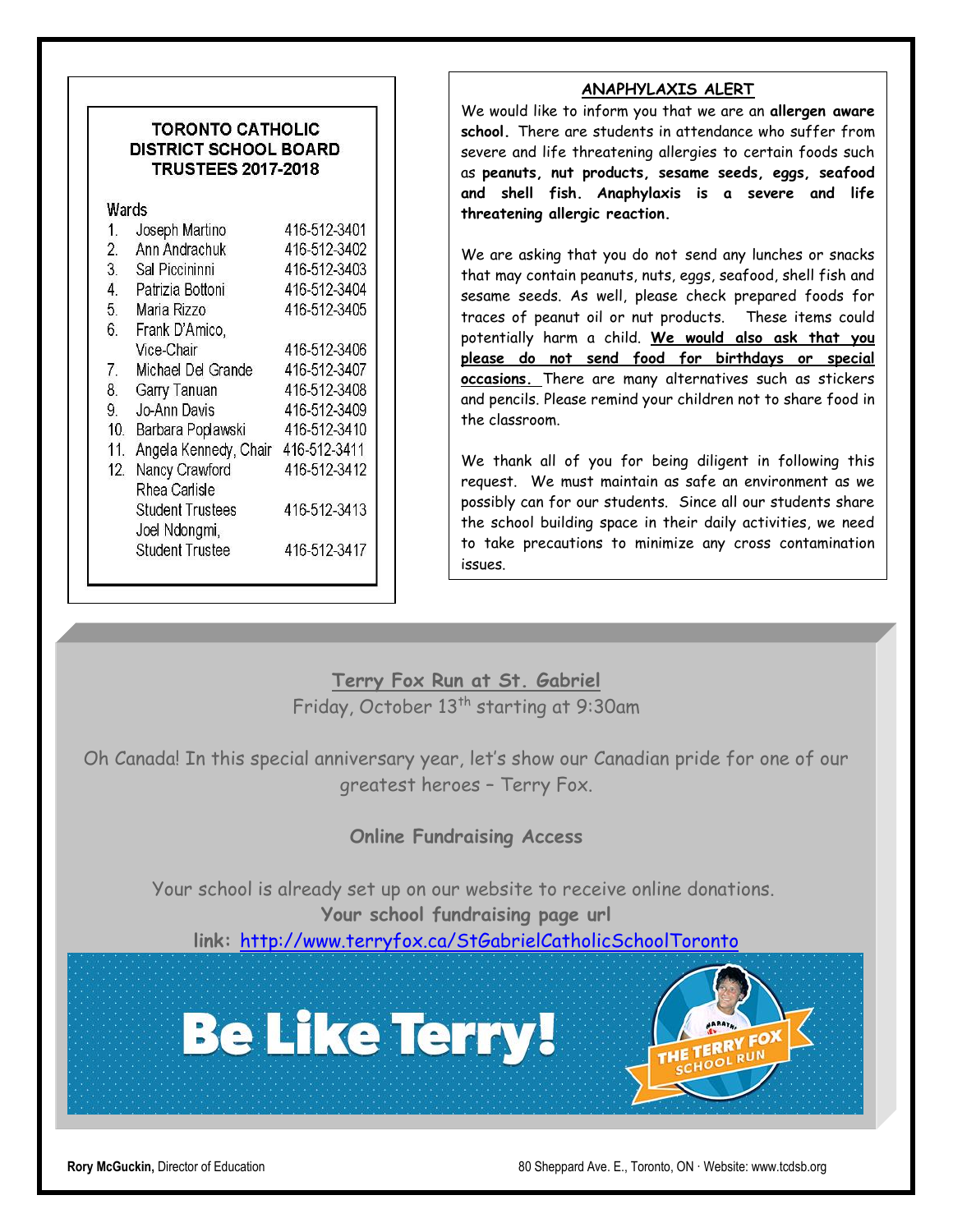## TORONTO CATHOLIC DISTRICT SCHOOL BOARD TRUSTEES 2017-2018

| Wards | | |
|---|---|---|
| 1. | Joseph Martino | 416-512-3401 |
| 2. | Ann Andrachuk | 416-512-3402 |
| 3. | Sal Piccininni | 416-512-3403 |
| 4. | Patrizia Bottoni | 416-512-3404 |
| 5. | Maria Rizzo | 416-512-3405 |
| 6. | Frank D'Amico, Vice-Chair | 416-512-3406 |
| 7. | Michael Del Grande | 416-512-3407 |
| 8. | Garry Tanuan | 416-512-3408 |
| 9. | Jo-Ann Davis | 416-512-3409 |
| 10. | Barbara Poplawski | 416-512-3410 |
| 11. | Angela Kennedy, Chair | 416-512-3411 |
| 12. | Nancy Crawford | 416-512-3412 |
| | Rhea Carlisle Student Trustees | 416-512-3413 |
| | Joel Ndongmi, Student Trustee | 416-512-3417 |

## ANAPHYLAXIS ALERT

We would like to inform you that we are an **allergen aware school.** There are students in attendance who suffer from severe and life threatening allergies to certain foods such as **peanuts, nut products, sesame seeds, eggs, seafood and shell fish. Anaphylaxis is a severe and life threatening allergic reaction.**

We are asking that you do not send any lunches or snacks that may contain peanuts, nuts, eggs, seafood, shell fish and sesame seeds. As well, please check prepared foods for traces of peanut oil or nut products. These items could potentially harm a child. **We would also ask that you please do not send food for birthdays or special occasions.** There are many alternatives such as stickers and pencils. Please remind your children not to share food in the classroom.

We thank all of you for being diligent in following this request. We must maintain as safe an environment as we possibly can for our students. Since all our students share the school building space in their daily activities, we need to take precautions to minimize any cross contamination issues.

## Terry Fox Run at St. Gabriel

Friday, October 13th starting at 9:30am

Oh Canada! In this special anniversary year, let's show our Canadian pride for one of our greatest heroes – Terry Fox.

**Online Fundraising Access**

Your school is already set up on our website to receive online donations.

**Your school fundraising page url link:** http://www.terryfox.ca/StGabrielCatholicSchoolToronto

Be Like Terry!

THE TERRY FOX SCHOOL RUN

**Rory McGuckin,** Director of Education

80 Sheppard Ave. E., Toronto, ON · Website: www.tcdsb.org